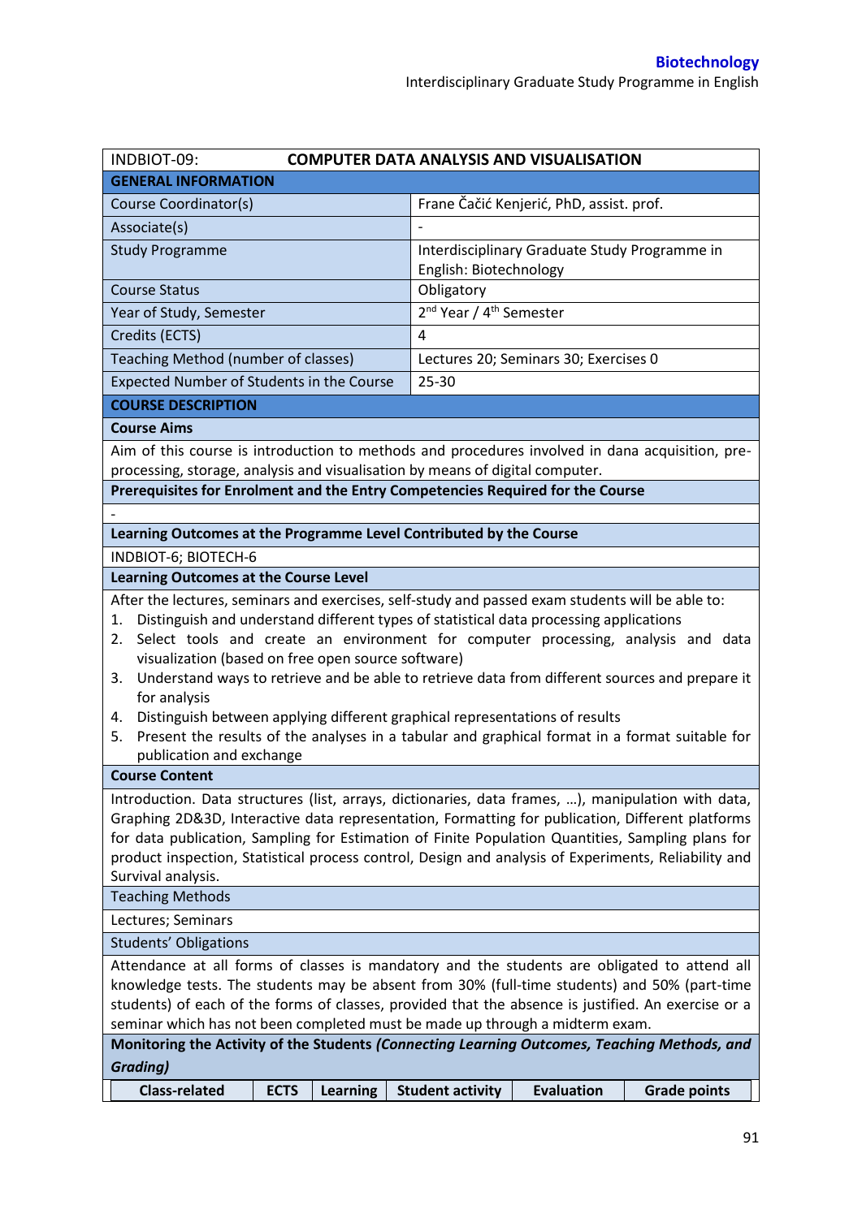| INDBIOT-09: | COMPUTER DATA ANALYSIS AND VISUALISATION |
|---|---|
| **GENERAL INFORMATION** | |
| Course Coordinator(s) | Frane Čačić Kenjerić, PhD, assist. prof. |
| Associate(s) | - |
| Study Programme | Interdisciplinary Graduate Study Programme in English: Biotechnology |
| Course Status | Obligatory |
| Year of Study, Semester | 2nd Year / 4th Semester |
| Credits (ECTS) | 4 |
| Teaching Method (number of classes) | Lectures 20; Seminars 30; Exercises 0 |
| Expected Number of Students in the Course | 25-30 |

**COURSE DESCRIPTION**

**Course Aims**

Aim of this course is introduction to methods and procedures involved in dana acquisition, pre-processing, storage, analysis and visualisation by means of digital computer.

**Prerequisites for Enrolment and the Entry Competencies Required for the Course**

-

**Learning Outcomes at the Programme Level Contributed by the Course**

INDBIOT-6; BIOTECH-6

**Learning Outcomes at the Course Level**

After the lectures, seminars and exercises, self-study and passed exam students will be able to:

1. Distinguish and understand different types of statistical data processing applications
2. Select tools and create an environment for computer processing, analysis and data visualization (based on free open source software)
3. Understand ways to retrieve and be able to retrieve data from different sources and prepare it for analysis
4. Distinguish between applying different graphical representations of results
5. Present the results of the analyses in a tabular and graphical format in a format suitable for publication and exchange

**Course Content**

Introduction. Data structures (list, arrays, dictionaries, data frames, …), manipulation with data, Graphing 2D&3D, Interactive data representation, Formatting for publication, Different platforms for data publication, Sampling for Estimation of Finite Population Quantities, Sampling plans for product inspection, Statistical process control, Design and analysis of Experiments, Reliability and Survival analysis.

Teaching Methods

Lectures; Seminars

Students' Obligations

Attendance at all forms of classes is mandatory and the students are obligated to attend all knowledge tests. The students may be absent from 30% (full-time students) and 50% (part-time students) of each of the forms of classes, provided that the absence is justified. An exercise or a seminar which has not been completed must be made up through a midterm exam.

**Monitoring the Activity of the Students *(Connecting Learning Outcomes, Teaching Methods, and Grading)***

| Class-related | ECTS | Learning | Student activity | Evaluation | Grade points |
|---|---|---|---|---|---|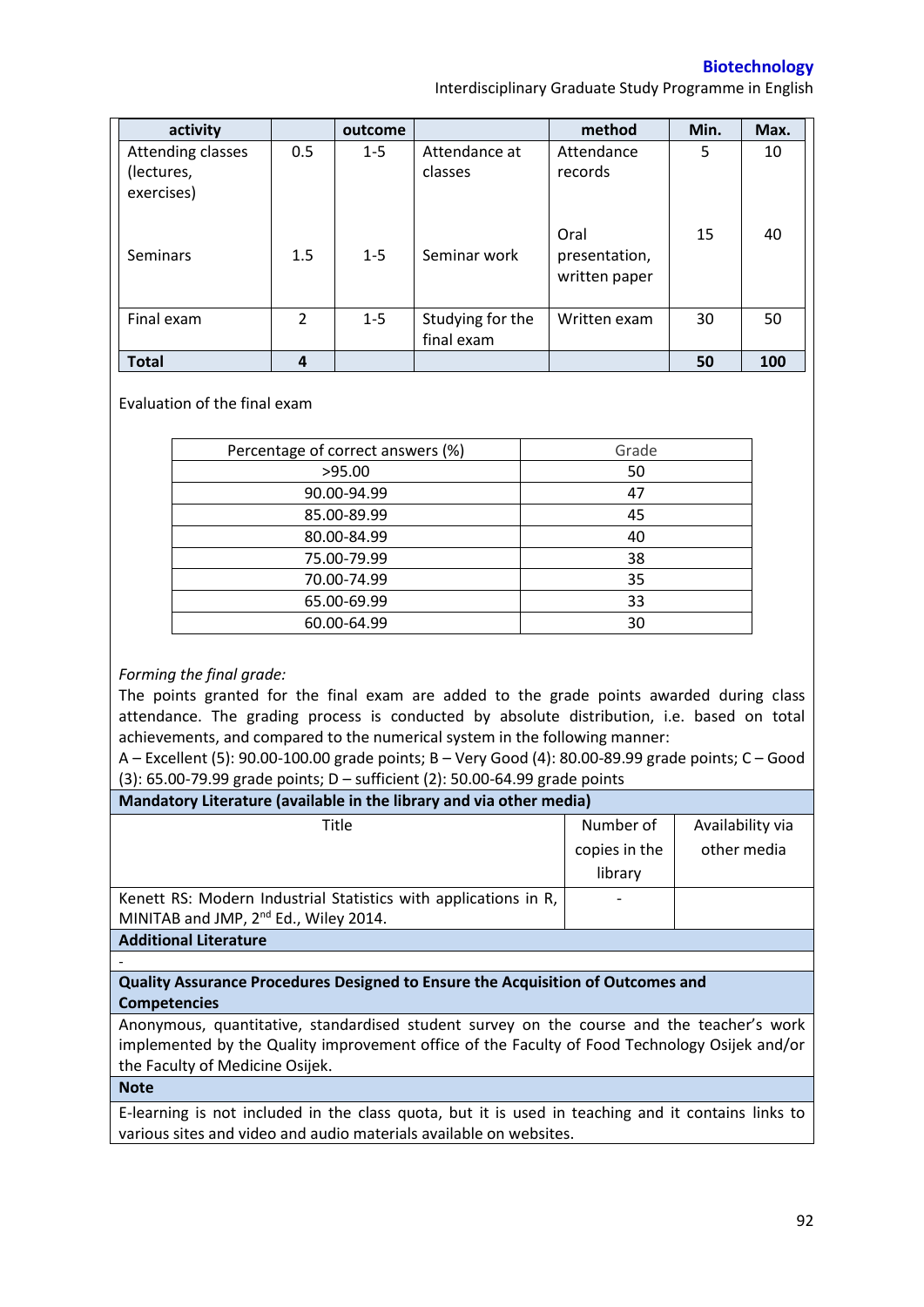| activity | | outcome | | method | Min. | Max. |
|---|---|---|---|---|---|---|
| Attending classes (lectures, exercises) | 0.5 | 1-5 | Attendance at classes | Attendance records | 5 | 10 |
| Seminars | 1.5 | 1-5 | Seminar work | Oral presentation, written paper | 15 | 40 |
| Final exam | 2 | 1-5 | Studying for the final exam | Written exam | 30 | 50 |
| **Total** | **4** | | | | **50** | **100** |

Evaluation of the final exam

| Percentage of correct answers (%) | Grade |
|---|---|
| >95.00 | 50 |
| 90.00-94.99 | 47 |
| 85.00-89.99 | 45 |
| 80.00-84.99 | 40 |
| 75.00-79.99 | 38 |
| 70.00-74.99 | 35 |
| 65.00-69.99 | 33 |
| 60.00-64.99 | 30 |

*Forming the final grade:*

The points granted for the final exam are added to the grade points awarded during class attendance. The grading process is conducted by absolute distribution, i.e. based on total achievements, and compared to the numerical system in the following manner:

A – Excellent (5): 90.00-100.00 grade points; B – Very Good (4): 80.00-89.99 grade points; C – Good (3): 65.00-79.99 grade points; D – sufficient (2): 50.00-64.99 grade points

**Mandatory Literature (available in the library and via other media)**

| Title | Number of copies in the library | Availability via other media |
|---|---|---|
| Kenett RS: Modern Industrial Statistics with applications in R, MINITAB and JMP, 2nd Ed., Wiley 2014. | - | |

**Additional Literature**

-

**Quality Assurance Procedures Designed to Ensure the Acquisition of Outcomes and Competencies**

Anonymous, quantitative, standardised student survey on the course and the teacher's work implemented by the Quality improvement office of the Faculty of Food Technology Osijek and/or the Faculty of Medicine Osijek.

**Note**

E-learning is not included in the class quota, but it is used in teaching and it contains links to various sites and video and audio materials available on websites.